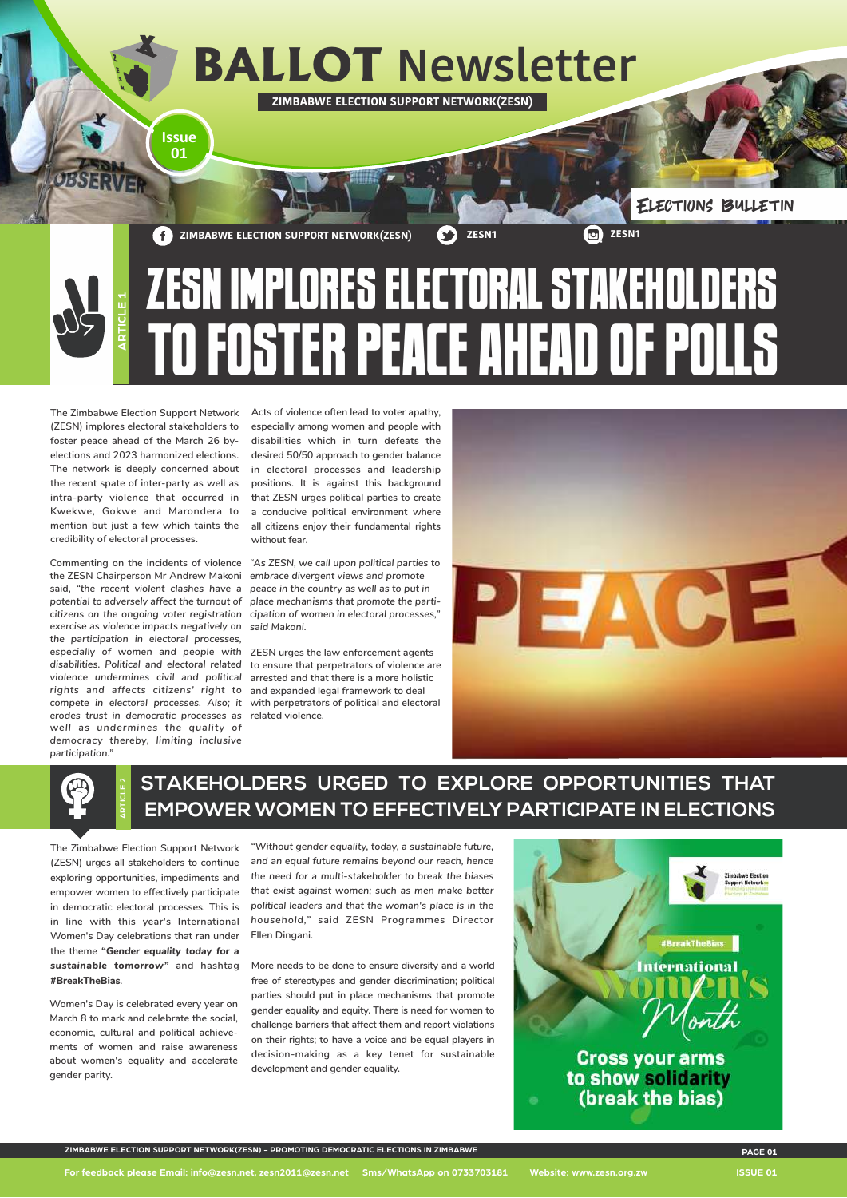# BALLOT Newsletter

**ZIMBABWE ELECTION SUPPORT NETWORK(ZESN)**

Issue 01

ELECTIONS BULLETIN

ZIMBABWE ELECTION SUPPORT NETWORK(ZESN) | ZESN1 | ZESN1

ARTICLE 1

## ZESN IMPLORES ELECTORAL STAKEHOLDERS TO FOSTER PEACE AHEAD OF POLLS

The Zimbabwe Election Support Network (ZESN) implores electoral stakeholders to foster peace ahead of the March 26 by-elections and 2023 harmonized elections. The network is deeply concerned about the recent spate of inter-party as well as intra-party violence that occurred in Kwekwe, Gokwe and Marondera to mention but just a few which taints the credibility of electoral processes.

Commenting on the incidents of violence the ZESN Chairperson Mr Andrew Makoni said, *"the recent violent clashes have a potential to adversely affect the turnout of citizens on the ongoing voter registration exercise as violence impacts negatively on the participation in electoral processes, especially of women and people with disabilities. Political and electoral related violence undermines civil and political rights and affects citizens' right to compete in electoral processes. Also; it erodes trust in democratic processes as well as undermines the quality of democracy thereby, limiting inclusive participation."*

Acts of violence often lead to voter apathy, especially among women and people with disabilities which in turn defeats the desired 50/50 approach to gender balance in electoral processes and leadership positions. It is against this background that ZESN urges political parties to create a conducive political environment where all citizens enjoy their fundamental rights without fear.

*"As ZESN, we call upon political parties to embrace divergent views and promote peace in the country as well as to put in place mechanisms that promote the participation of women in electoral processes," said Makoni.*

ZESN urges the law enforcement agents to ensure that perpetrators of violence are arrested and that there is a more holistic and expanded legal framework to deal with perpetrators of political and electoral related violence.

ARTICLE 2

## STAKEHOLDERS URGED TO EXPLORE OPPORTUNITIES THAT EMPOWER WOMEN TO EFFECTIVELY PARTICIPATE IN ELECTIONS

The Zimbabwe Election Support Network (ZESN) urges all stakeholders to continue exploring opportunities, impediments and empower women to effectively participate in democratic electoral processes. This is in line with this year's International Women's Day celebrations that ran under the theme **"Gender equality today for a sustainable tomorrow"** and hashtag **#BreakTheBias**.

Women's Day is celebrated every year on March 8 to mark and celebrate the social, economic, cultural and political achievements of women and raise awareness about women's equality and accelerate gender parity.

*"Without gender equality, today, a sustainable future, and an equal future remains beyond our reach, hence the need for a multi-stakeholder to break the biases that exist against women; such as men make better political leaders and that the woman's place is in the household,"* said ZESN Programmes Director Ellen Dingani.

More needs to be done to ensure diversity and a world free of stereotypes and gender discrimination; political parties should put in place mechanisms that promote gender equality and equity. There is need for women to challenge barriers that affect them and report violations on their rights; to have a voice and be equal players in decision-making as a key tenet for sustainable development and gender equality.

ZIMBABWE ELECTION SUPPORT NETWORK(ZESN) - PROMOTING DEMOCRATIC ELECTIONS IN ZIMBABWE

For feedback please Email: info@zesn.net, zesn2011@zesn.net Sms/WhatsApp on 0733703181 Website: www.zesn.org.zw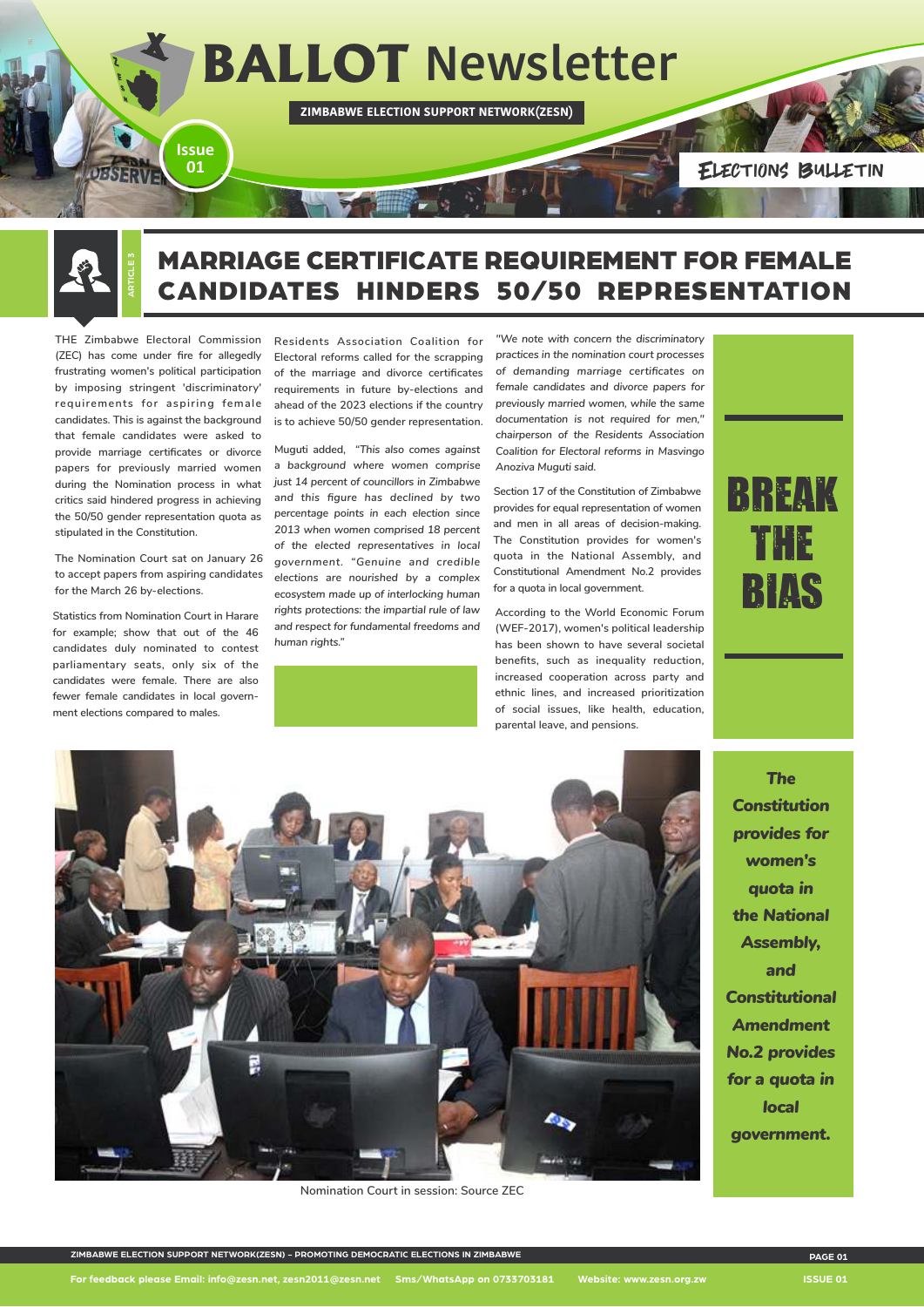# BALLOT Newsletter

**ZIMBABWE ELECTION SUPPORT NETWORK(ZESN)**

Issue 01

ELECTIONS BULLETIN

ARTICLE 3

## MARRIAGE CERTIFICATE REQUIREMENT FOR FEMALE CANDIDATES HINDERS 50/50 REPRESENTATION

THE Zimbabwe Electoral Commission (ZEC) has come under fire for allegedly frustrating women's political participation by imposing stringent 'discriminatory' requirements for aspiring female candidates. This is against the background that female candidates were asked to provide marriage certificates or divorce papers for previously married women during the Nomination process in what critics said hindered progress in achieving the 50/50 gender representation quota as stipulated in the Constitution.

The Nomination Court sat on January 26 to accept papers from aspiring candidates for the March 26 by-elections.

Statistics from Nomination Court in Harare for example; show that out of the 46 candidates duly nominated to contest parliamentary seats, only six of the candidates were female. There are also fewer female candidates in local government elections compared to males.

Residents Association Coalition for Electoral reforms called for the scrapping of the marriage and divorce certificates requirements in future by-elections and ahead of the 2023 elections if the country is to achieve 50/50 gender representation.

Muguti added, *"This also comes against a background where women comprise just 14 percent of councillors in Zimbabwe and this figure has declined by two percentage points in each election since 2013 when women comprised 18 percent of the elected representatives in local government. "Genuine and credible elections are nourished by a complex ecosystem made up of interlocking human rights protections: the impartial rule of law and respect for fundamental freedoms and human rights."*

*"We note with concern the discriminatory practices in the nomination court processes of demanding marriage certificates on female candidates and divorce papers for previously married women, while the same documentation is not required for men," chairperson of the Residents Association Coalition for Electoral reforms in Masvingo Anoziva Muguti said.*

Section 17 of the Constitution of Zimbabwe provides for equal representation of women and men in all areas of decision-making. The Constitution provides for women's quota in the National Assembly, and Constitutional Amendment No.2 provides for a quota in local government.

According to the World Economic Forum (WEF-2017), women's political leadership has been shown to have several societal benefits, such as inequality reduction, increased cooperation across party and ethnic lines, and increased prioritization of social issues, like health, education, parental leave, and pensions.

**BREAK THE BIAS**

Nomination Court in session: Source ZEC

***The Constitution provides for women's quota in the National Assembly, and Constitutional Amendment No.2 provides for a quota in local government.***

For feedback please Email: info@zesn.net, zesn2011@zesn.net Sms/WhatsApp on 0733703181 Website: www.zesn.org.zw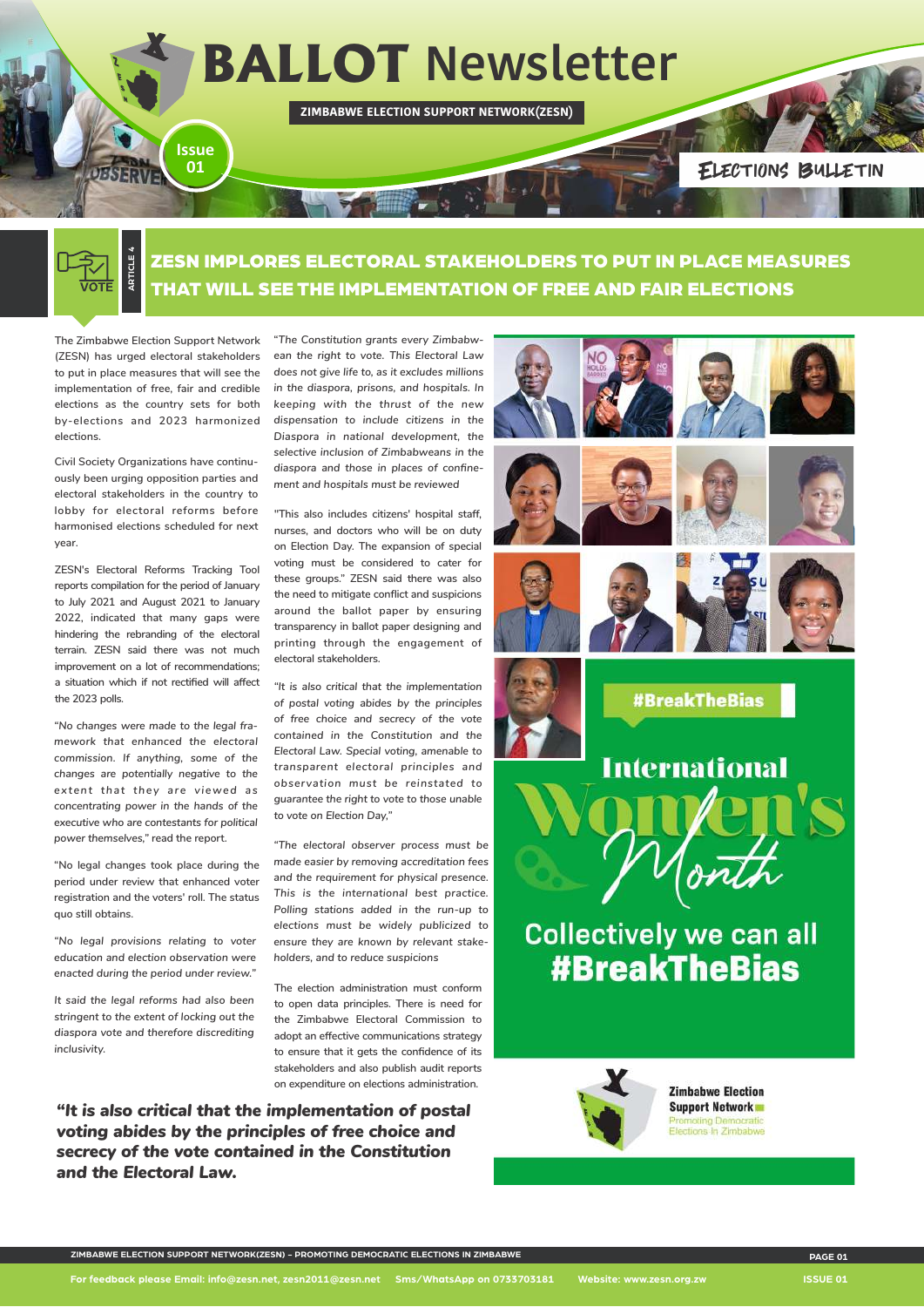# ZESN IMPLORES ELECTORAL STAKEHOLDERS TO PUT IN PLACE MEASURES THAT WILL SEE THE IMPLEMENTATION OF FREE AND FAIR ELECTIONS

The Zimbabwe Election Support Network (ZESN) has urged electoral stakeholders to put in place measures that will see the implementation of free, fair and credible elections as the country sets for both by-elections and 2023 harmonized elections.

Civil Society Organizations have continuously been urging opposition parties and electoral stakeholders in the country to lobby for electoral reforms before harmonised elections scheduled for next year.

ZESN's Electoral Reforms Tracking Tool reports compilation for the period of January to July 2021 and August 2021 to January 2022, indicated that many gaps were hindering the rebranding of the electoral terrain. ZESN said there was not much improvement on a lot of recommendations; a situation which if not rectified will affect the 2023 polls.

"*No changes were made to the legal framework that enhanced the electoral commission. If anything, some of the changes are potentially negative to the extent that they are viewed as concentrating power in the hands of the executive who are contestants for political power themselves,*" read the report.

"No legal changes took place during the period under review that enhanced voter registration and the voters' roll. The status quo still obtains.

"*No legal provisions relating to voter education and election observation were enacted during the period under review.*"

*It said the legal reforms had also been stringent to the extent of locking out the diaspora vote and therefore discrediting inclusivity.*

"*The Constitution grants every Zimbabwean the right to vote. This Electoral Law does not give life to, as it excludes millions in the diaspora, prisons, and hospitals. In keeping with the thrust of the new dispensation to include citizens in the Diaspora in national development, the selective inclusion of Zimbabweans in the diaspora and those in places of confinement and hospitals must be reviewed*

"This also includes citizens' hospital staff, nurses, and doctors who will be on duty on Election Day. The expansion of special voting must be considered to cater for these groups." ZESN said there was also the need to mitigate conflict and suspicions around the ballot paper by ensuring transparency in ballot paper designing and printing through the engagement of electoral stakeholders.

"*It is also critical that the implementation of postal voting abides by the principles of free choice and secrecy of the vote contained in the Constitution and the Electoral Law. Special voting, amenable to transparent electoral principles and observation must be reinstated to guarantee the right to vote to those unable to vote on Election Day,*"

"*The electoral observer process must be made easier by removing accreditation fees and the requirement for physical presence. This is the international best practice. Polling stations added in the run-up to elections must be widely publicized to ensure they are known by relevant stakeholders, and to reduce suspicions*

The election administration must conform to open data principles. There is need for the Zimbabwe Electoral Commission to adopt an effective communications strategy to ensure that it gets the confidence of its stakeholders and also publish audit reports on expenditure on elections administration.

***"It is also critical that the implementation of postal voting abides by the principles of free choice and secrecy of the vote contained in the Constitution and the Electoral Law.***

#BreakTheBias

International Women's Month

Collectively we can all #BreakTheBias

Zimbabwe Election Support Network
Promoting Democratic Elections In Zimbabwe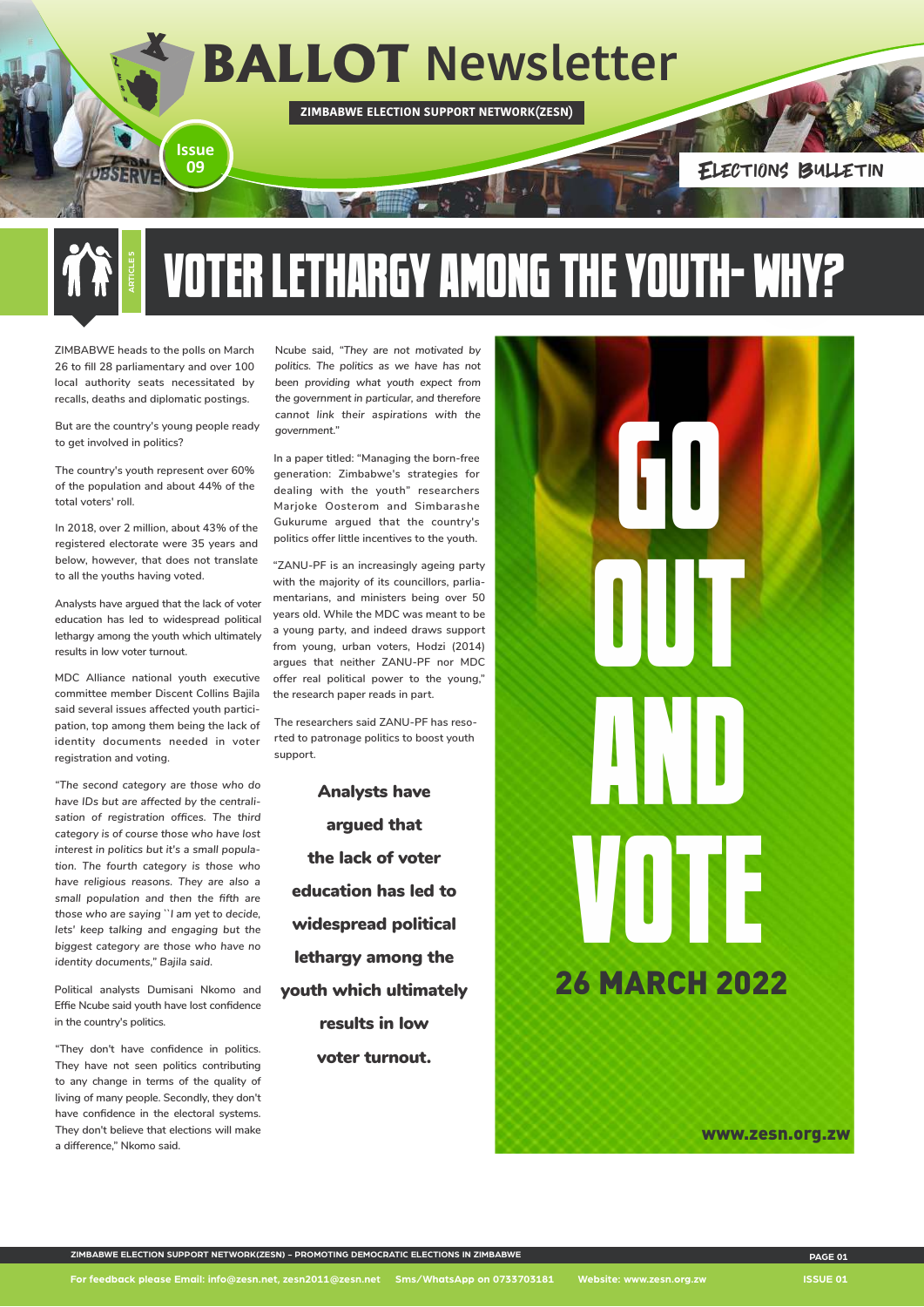# BALLOT Newsletter

**ZIMBABWE ELECTION SUPPORT NETWORK(ZESN)**

Issue 09

ELECTIONS BULLETIN

ARTICLE 5

# VOTER LETHARGY AMONG THE YOUTH- WHY?

ZIMBABWE heads to the polls on March 26 to fill 28 parliamentary and over 100 local authority seats necessitated by recalls, deaths and diplomatic postings.

But are the country's young people ready to get involved in politics?

The country's youth represent over 60% of the population and about 44% of the total voters' roll.

In 2018, over 2 million, about 43% of the registered electorate were 35 years and below, however, that does not translate to all the youths having voted.

Analysts have argued that the lack of voter education has led to widespread political lethargy among the youth which ultimately results in low voter turnout.

MDC Alliance national youth executive committee member Discent Collins Bajila said several issues affected youth participation, top among them being the lack of identity documents needed in voter registration and voting.

*"The second category are those who do have IDs but are affected by the centralisation of registration offices. The third category is of course those who have lost interest in politics but it's a small population. The fourth category is those who have religious reasons. They are also a small population and then the fifth are those who are saying ``I am yet to decide, lets' keep talking and engaging but the biggest category are those who have no identity documents," Bajila said.*

Political analysts Dumisani Nkomo and Effie Ncube said youth have lost confidence in the country's politics.

"They don't have confidence in politics. They have not seen politics contributing to any change in terms of the quality of living of many people. Secondly, they don't have confidence in the electoral systems. They don't believe that elections will make a difference," Nkomo said.

Ncube said, *"They are not motivated by politics. The politics as we have has not been providing what youth expect from the government in particular, and therefore cannot link their aspirations with the government."*

In a paper titled: "Managing the born-free generation: Zimbabwe's strategies for dealing with the youth" researchers Marjoke Oosterom and Simbarashe Gukurume argued that the country's politics offer little incentives to the youth.

"ZANU-PF is an increasingly ageing party with the majority of its councillors, parliamentarians, and ministers being over 50 years old. While the MDC was meant to be a young party, and indeed draws support from young, urban voters, Hodzi (2014) argues that neither ZANU-PF nor MDC offer real political power to the young," the research paper reads in part.

The researchers said ZANU-PF has resorted to patronage politics to boost youth support.

**Analysts have argued that the lack of voter education has led to widespread political lethargy among the youth which ultimately results in low voter turnout.**

GO OUT AND VOTE

26 MARCH 2022

www.zesn.org.zw

ZIMBABWE ELECTION SUPPORT NETWORK(ZESN) – PROMOTING DEMOCRATIC ELECTIONS IN ZIMBABWE

For feedback please Email: info@zesn.net, zesn2011@zesn.net Sms/WhatsApp on 0733703181 Website: www.zesn.org.zw